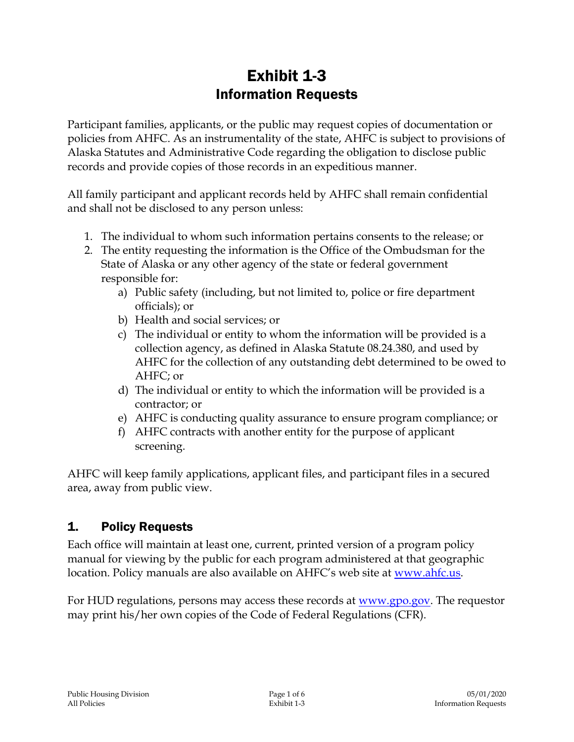# Exhibit 1-3
## Information Requests

Participant families, applicants, or the public may request copies of documentation or policies from AHFC. As an instrumentality of the state, AHFC is subject to provisions of Alaska Statutes and Administrative Code regarding the obligation to disclose public records and provide copies of those records in an expeditious manner.

All family participant and applicant records held by AHFC shall remain confidential and shall not be disclosed to any person unless:

1. The individual to whom such information pertains consents to the release; or
2. The entity requesting the information is the Office of the Ombudsman for the State of Alaska or any other agency of the state or federal government responsible for:
   a) Public safety (including, but not limited to, police or fire department officials); or
   b) Health and social services; or
   c) The individual or entity to whom the information will be provided is a collection agency, as defined in Alaska Statute 08.24.380, and used by AHFC for the collection of any outstanding debt determined to be owed to AHFC; or
   d) The individual or entity to which the information will be provided is a contractor; or
   e) AHFC is conducting quality assurance to ensure program compliance; or
   f) AHFC contracts with another entity for the purpose of applicant screening.

AHFC will keep family applications, applicant files, and participant files in a secured area, away from public view.

## 1. Policy Requests

Each office will maintain at least one, current, printed version of a program policy manual for viewing by the public for each program administered at that geographic location. Policy manuals are also available on AHFC's web site at [www.ahfc.us](http://www.ahfc.us).

For HUD regulations, persons may access these records at [www.gpo.gov](http://www.gpo.gov). The requestor may print his/her own copies of the Code of Federal Regulations (CFR).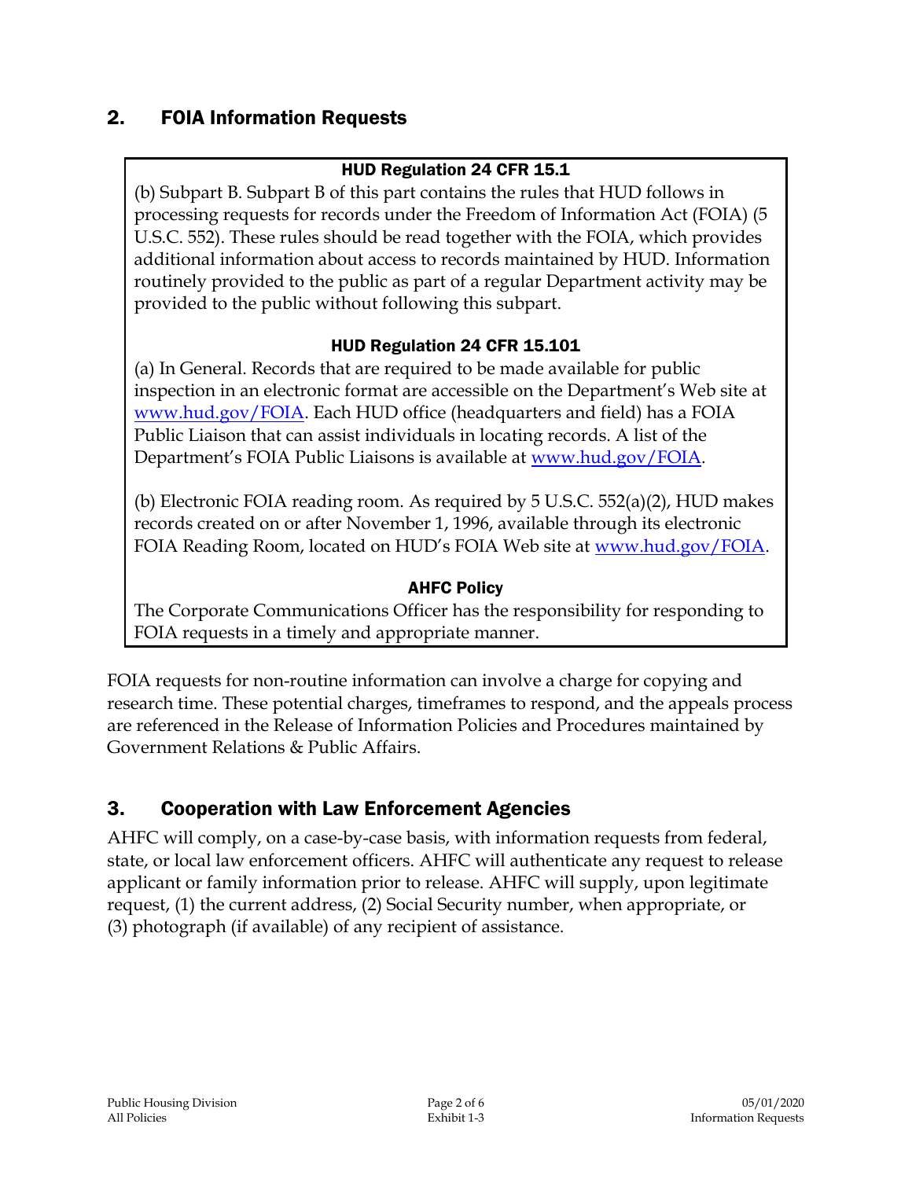## 2. FOIA Information Requests

**HUD Regulation 24 CFR 15.1**

(b) Subpart B. Subpart B of this part contains the rules that HUD follows in processing requests for records under the Freedom of Information Act (FOIA) (5 U.S.C. 552). These rules should be read together with the FOIA, which provides additional information about access to records maintained by HUD. Information routinely provided to the public as part of a regular Department activity may be provided to the public without following this subpart.

**HUD Regulation 24 CFR 15.101**

(a) In General. Records that are required to be made available for public inspection in an electronic format are accessible on the Department's Web site at www.hud.gov/FOIA. Each HUD office (headquarters and field) has a FOIA Public Liaison that can assist individuals in locating records. A list of the Department's FOIA Public Liaisons is available at www.hud.gov/FOIA.

(b) Electronic FOIA reading room. As required by 5 U.S.C. 552(a)(2), HUD makes records created on or after November 1, 1996, available through its electronic FOIA Reading Room, located on HUD's FOIA Web site at www.hud.gov/FOIA.

**AHFC Policy**

The Corporate Communications Officer has the responsibility for responding to FOIA requests in a timely and appropriate manner.

FOIA requests for non-routine information can involve a charge for copying and research time. These potential charges, timeframes to respond, and the appeals process are referenced in the Release of Information Policies and Procedures maintained by Government Relations & Public Affairs.

## 3. Cooperation with Law Enforcement Agencies

AHFC will comply, on a case-by-case basis, with information requests from federal, state, or local law enforcement officers. AHFC will authenticate any request to release applicant or family information prior to release. AHFC will supply, upon legitimate request, (1) the current address, (2) Social Security number, when appropriate, or (3) photograph (if available) of any recipient of assistance.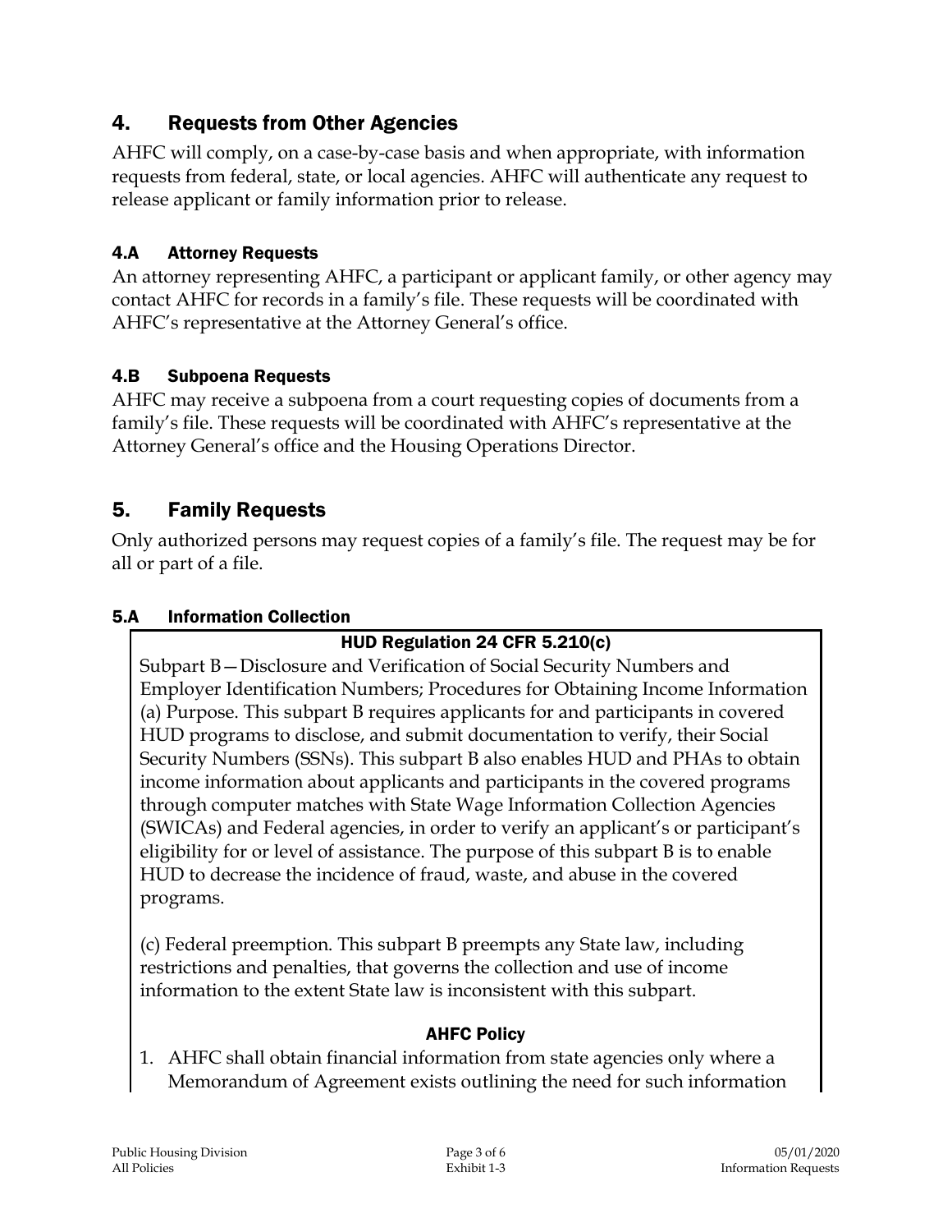## 4. Requests from Other Agencies

AHFC will comply, on a case-by-case basis and when appropriate, with information requests from federal, state, or local agencies. AHFC will authenticate any request to release applicant or family information prior to release.

### 4.A Attorney Requests

An attorney representing AHFC, a participant or applicant family, or other agency may contact AHFC for records in a family's file. These requests will be coordinated with AHFC's representative at the Attorney General's office.

### 4.B Subpoena Requests

AHFC may receive a subpoena from a court requesting copies of documents from a family's file. These requests will be coordinated with AHFC's representative at the Attorney General's office and the Housing Operations Director.

## 5. Family Requests

Only authorized persons may request copies of a family's file. The request may be for all or part of a file.

### 5.A Information Collection

**HUD Regulation 24 CFR 5.210(c)**

Subpart B—Disclosure and Verification of Social Security Numbers and Employer Identification Numbers; Procedures for Obtaining Income Information (a) Purpose. This subpart B requires applicants for and participants in covered HUD programs to disclose, and submit documentation to verify, their Social Security Numbers (SSNs). This subpart B also enables HUD and PHAs to obtain income information about applicants and participants in the covered programs through computer matches with State Wage Information Collection Agencies (SWICAs) and Federal agencies, in order to verify an applicant's or participant's eligibility for or level of assistance. The purpose of this subpart B is to enable HUD to decrease the incidence of fraud, waste, and abuse in the covered programs.

(c) Federal preemption. This subpart B preempts any State law, including restrictions and penalties, that governs the collection and use of income information to the extent State law is inconsistent with this subpart.

**AHFC Policy**

1. AHFC shall obtain financial information from state agencies only where a Memorandum of Agreement exists outlining the need for such information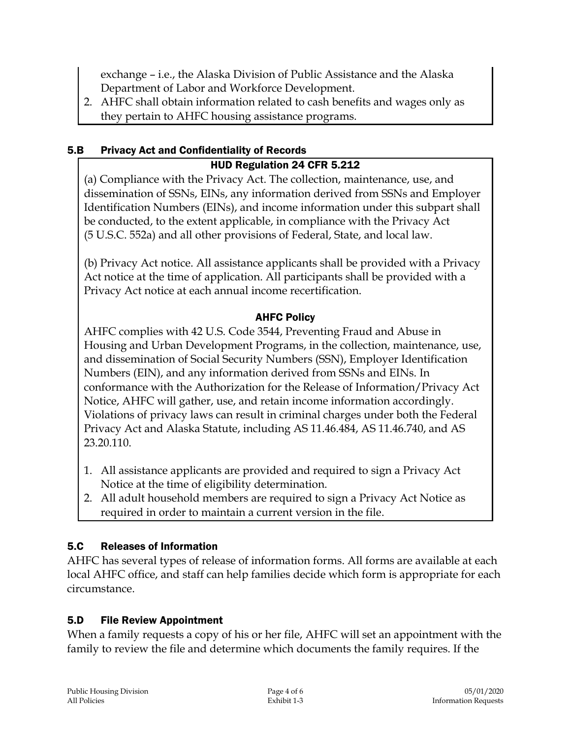exchange – i.e., the Alaska Division of Public Assistance and the Alaska Department of Labor and Workforce Development.

2. AHFC shall obtain information related to cash benefits and wages only as they pertain to AHFC housing assistance programs.

### 5.B Privacy Act and Confidentiality of Records

**HUD Regulation 24 CFR 5.212**

(a) Compliance with the Privacy Act. The collection, maintenance, use, and dissemination of SSNs, EINs, any information derived from SSNs and Employer Identification Numbers (EINs), and income information under this subpart shall be conducted, to the extent applicable, in compliance with the Privacy Act (5 U.S.C. 552a) and all other provisions of Federal, State, and local law.

(b) Privacy Act notice. All assistance applicants shall be provided with a Privacy Act notice at the time of application. All participants shall be provided with a Privacy Act notice at each annual income recertification.

**AHFC Policy**

AHFC complies with 42 U.S. Code 3544, Preventing Fraud and Abuse in Housing and Urban Development Programs, in the collection, maintenance, use, and dissemination of Social Security Numbers (SSN), Employer Identification Numbers (EIN), and any information derived from SSNs and EINs. In conformance with the Authorization for the Release of Information/Privacy Act Notice, AHFC will gather, use, and retain income information accordingly. Violations of privacy laws can result in criminal charges under both the Federal Privacy Act and Alaska Statute, including AS 11.46.484, AS 11.46.740, and AS 23.20.110.

1. All assistance applicants are provided and required to sign a Privacy Act Notice at the time of eligibility determination.
2. All adult household members are required to sign a Privacy Act Notice as required in order to maintain a current version in the file.

### 5.C Releases of Information

AHFC has several types of release of information forms. All forms are available at each local AHFC office, and staff can help families decide which form is appropriate for each circumstance.

### 5.D File Review Appointment

When a family requests a copy of his or her file, AHFC will set an appointment with the family to review the file and determine which documents the family requires. If the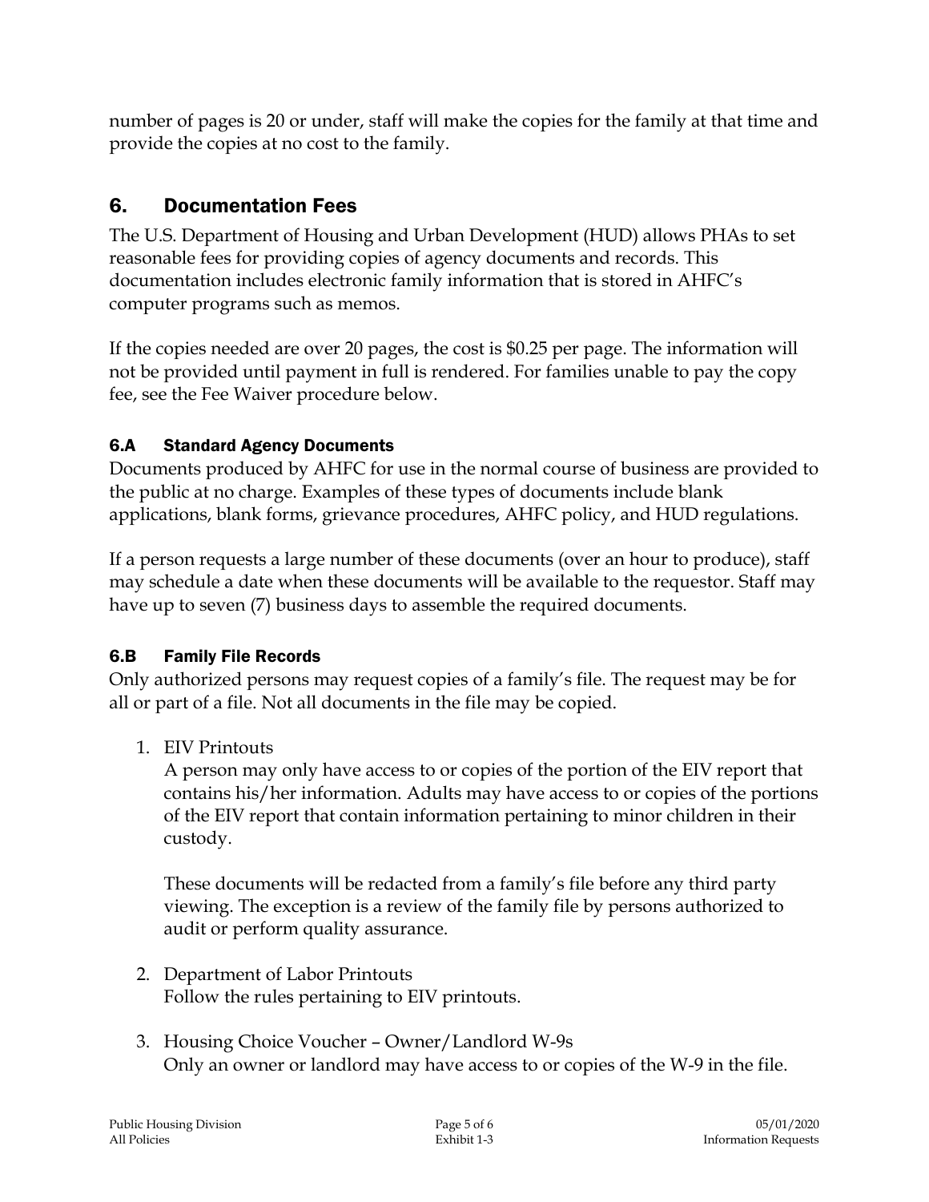number of pages is 20 or under, staff will make the copies for the family at that time and provide the copies at no cost to the family.

## 6. Documentation Fees

The U.S. Department of Housing and Urban Development (HUD) allows PHAs to set reasonable fees for providing copies of agency documents and records. This documentation includes electronic family information that is stored in AHFC's computer programs such as memos.

If the copies needed are over 20 pages, the cost is $0.25 per page. The information will not be provided until payment in full is rendered. For families unable to pay the copy fee, see the Fee Waiver procedure below.

### 6.A Standard Agency Documents

Documents produced by AHFC for use in the normal course of business are provided to the public at no charge. Examples of these types of documents include blank applications, blank forms, grievance procedures, AHFC policy, and HUD regulations.

If a person requests a large number of these documents (over an hour to produce), staff may schedule a date when these documents will be available to the requestor. Staff may have up to seven (7) business days to assemble the required documents.

### 6.B Family File Records

Only authorized persons may request copies of a family's file. The request may be for all or part of a file. Not all documents in the file may be copied.

1. EIV Printouts
   A person may only have access to or copies of the portion of the EIV report that contains his/her information. Adults may have access to or copies of the portions of the EIV report that contain information pertaining to minor children in their custody.

   These documents will be redacted from a family's file before any third party viewing. The exception is a review of the family file by persons authorized to audit or perform quality assurance.

2. Department of Labor Printouts
   Follow the rules pertaining to EIV printouts.

3. Housing Choice Voucher – Owner/Landlord W-9s
   Only an owner or landlord may have access to or copies of the W-9 in the file.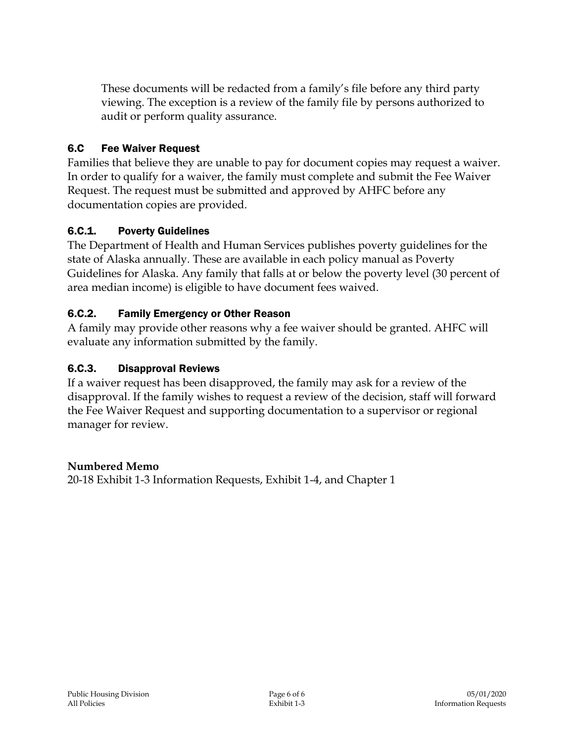These documents will be redacted from a family's file before any third party viewing. The exception is a review of the family file by persons authorized to audit or perform quality assurance.

### 6.C Fee Waiver Request

Families that believe they are unable to pay for document copies may request a waiver. In order to qualify for a waiver, the family must complete and submit the Fee Waiver Request. The request must be submitted and approved by AHFC before any documentation copies are provided.

#### 6.C.1. Poverty Guidelines

The Department of Health and Human Services publishes poverty guidelines for the state of Alaska annually. These are available in each policy manual as Poverty Guidelines for Alaska. Any family that falls at or below the poverty level (30 percent of area median income) is eligible to have document fees waived.

#### 6.C.2. Family Emergency or Other Reason

A family may provide other reasons why a fee waiver should be granted. AHFC will evaluate any information submitted by the family.

#### 6.C.3. Disapproval Reviews

If a waiver request has been disapproved, the family may ask for a review of the disapproval. If the family wishes to request a review of the decision, staff will forward the Fee Waiver Request and supporting documentation to a supervisor or regional manager for review.

**Numbered Memo**

20-18 Exhibit 1-3 Information Requests, Exhibit 1-4, and Chapter 1